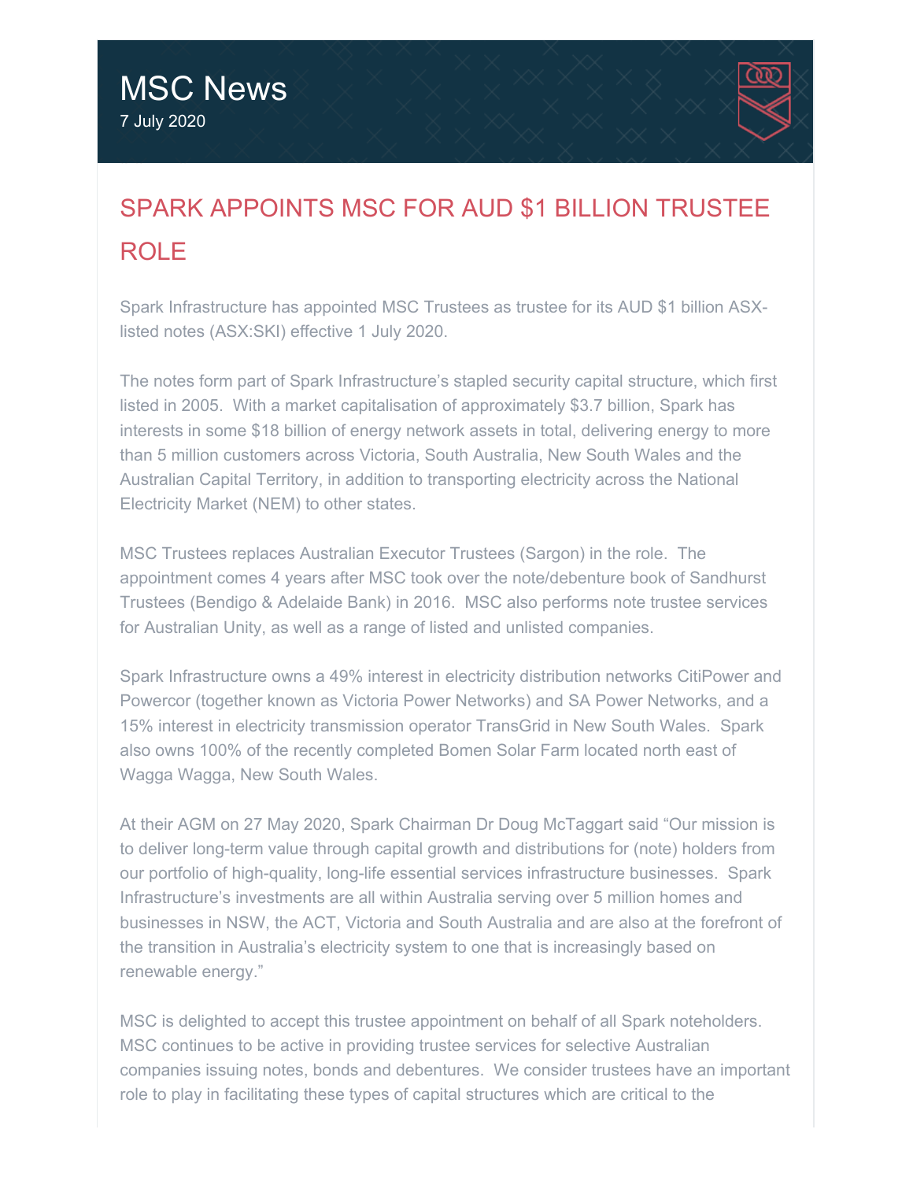# MSC News

7 July 2020

## SPARK APPOINTS MSC FOR AUD $1 BILLION TRUSTEE ROLE

Spark Infrastructure has appointed MSC Trustees as trustee for its AUD $1 billion ASX-listed notes (ASX:SKI) effective 1 July 2020.

The notes form part of Spark Infrastructure's stapled security capital structure, which first listed in 2005. With a market capitalisation of approximately $3.7 billion, Spark has interests in some $18 billion of energy network assets in total, delivering energy to more than 5 million customers across Victoria, South Australia, New South Wales and the Australian Capital Territory, in addition to transporting electricity across the National Electricity Market (NEM) to other states.

MSC Trustees replaces Australian Executor Trustees (Sargon) in the role. The appointment comes 4 years after MSC took over the note/debenture book of Sandhurst Trustees (Bendigo & Adelaide Bank) in 2016. MSC also performs note trustee services for Australian Unity, as well as a range of listed and unlisted companies.

Spark Infrastructure owns a 49% interest in electricity distribution networks CitiPower and Powercor (together known as Victoria Power Networks) and SA Power Networks, and a 15% interest in electricity transmission operator TransGrid in New South Wales. Spark also owns 100% of the recently completed Bomen Solar Farm located north east of Wagga Wagga, New South Wales.

At their AGM on 27 May 2020, Spark Chairman Dr Doug McTaggart said "Our mission is to deliver long-term value through capital growth and distributions for (note) holders from our portfolio of high-quality, long-life essential services infrastructure businesses. Spark Infrastructure's investments are all within Australia serving over 5 million homes and businesses in NSW, the ACT, Victoria and South Australia and are also at the forefront of the transition in Australia's electricity system to one that is increasingly based on renewable energy."

MSC is delighted to accept this trustee appointment on behalf of all Spark noteholders. MSC continues to be active in providing trustee services for selective Australian companies issuing notes, bonds and debentures. We consider trustees have an important role to play in facilitating these types of capital structures which are critical to the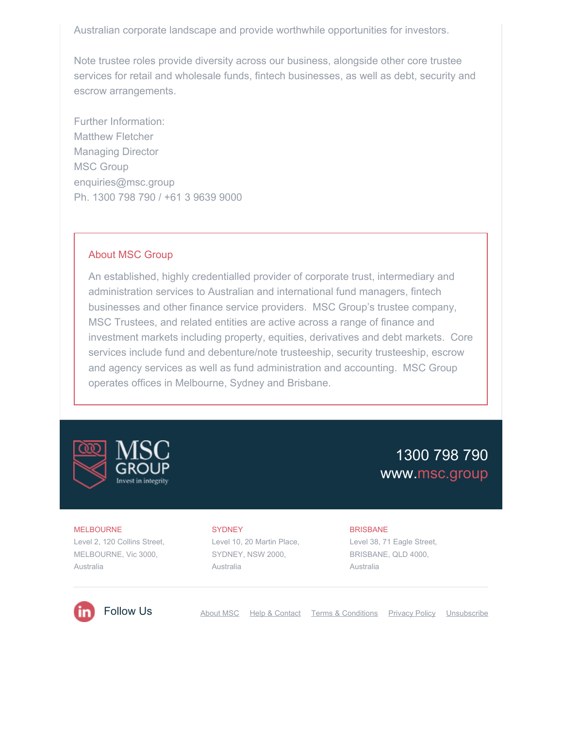Australian corporate landscape and provide worthwhile opportunities for investors.

Note trustee roles provide diversity across our business, alongside other core trustee services for retail and wholesale funds, fintech businesses, as well as debt, security and escrow arrangements.

Further Information:
Matthew Fletcher
Managing Director
MSC Group
enquiries@msc.group
Ph. 1300 798 790 / +61 3 9639 9000

## About MSC Group

An established, highly credentialled provider of corporate trust, intermediary and administration services to Australian and international fund managers, fintech businesses and other finance service providers. MSC Group's trustee company, MSC Trustees, and related entities are active across a range of finance and investment markets including property, equities, derivatives and debt markets. Core services include fund and debenture/note trusteeship, security trusteeship, escrow and agency services as well as fund administration and accounting. MSC Group operates offices in Melbourne, Sydney and Brisbane.

MSC GROUP
Invest in integrity

1300 798 790
www.msc.group

**MELBOURNE**
Level 2, 120 Collins Street,
MELBOURNE, Vic 3000,
Australia

**SYDNEY**
Level 10, 20 Martin Place,
SYDNEY, NSW 2000,
Australia

**BRISBANE**
Level 38, 71 Eagle Street,
BRISBANE, QLD 4000,
Australia

Follow Us

About MSC | Help & Contact | Terms & Conditions | Privacy Policy | Unsubscribe